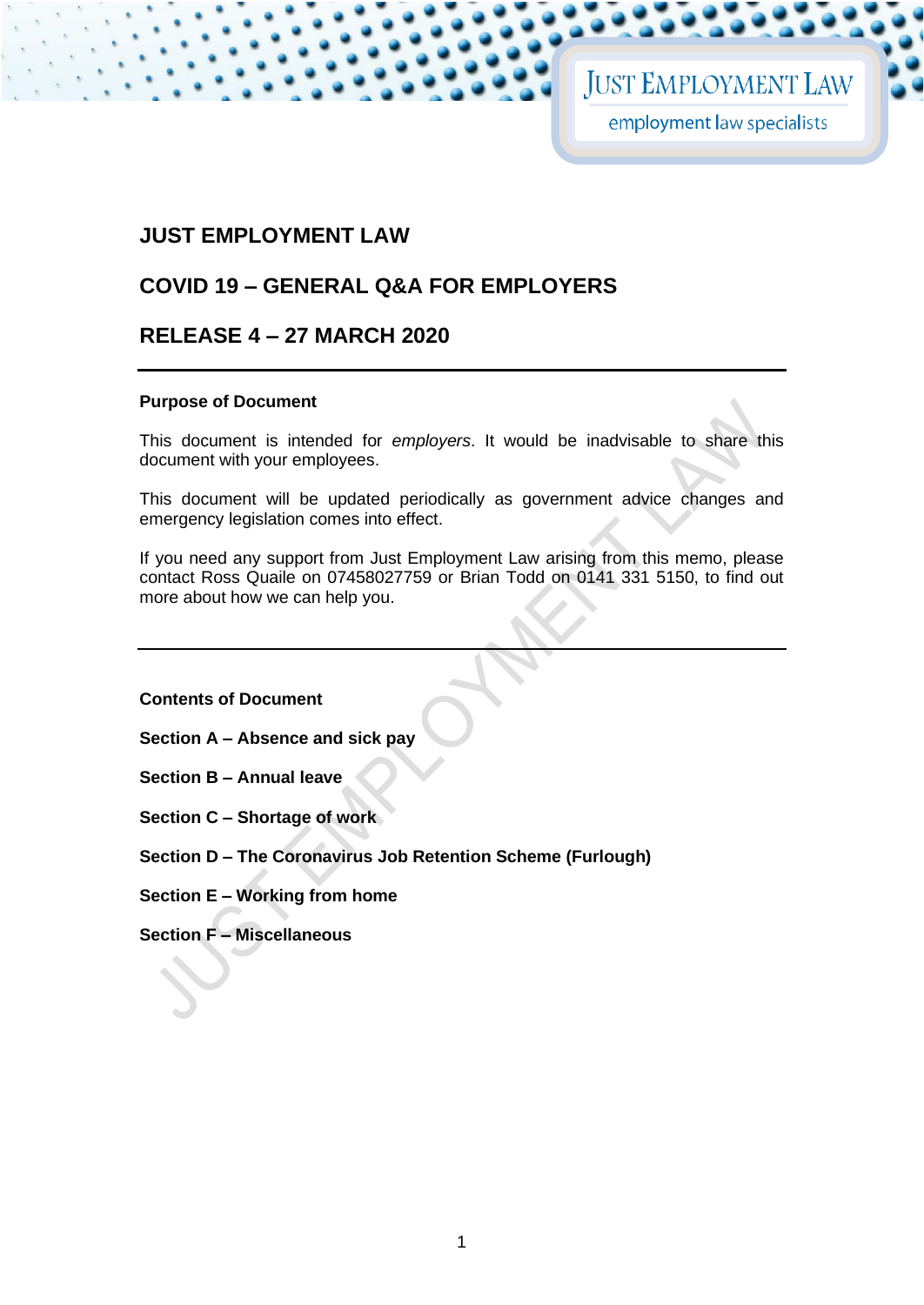# JUST EMPLOYMENT LAW

## COVID 19 – GENERAL Q&A FOR EMPLOYERS

## RELEASE 4 – 27 MARCH 2020

---

**Purpose of Document**

This document is intended for *employers*. It would be inadvisable to share this document with your employees.

This document will be updated periodically as government advice changes and emergency legislation comes into effect.

If you need any support from Just Employment Law arising from this memo, please contact Ross Quaile on 07458027759 or Brian Todd on 0141 331 5150, to find out more about how we can help you.

---

**Contents of Document**

**Section A – Absence and sick pay**

**Section B – Annual leave**

**Section C – Shortage of work**

**Section D – The Coronavirus Job Retention Scheme (Furlough)**

**Section E – Working from home**

**Section F – Miscellaneous**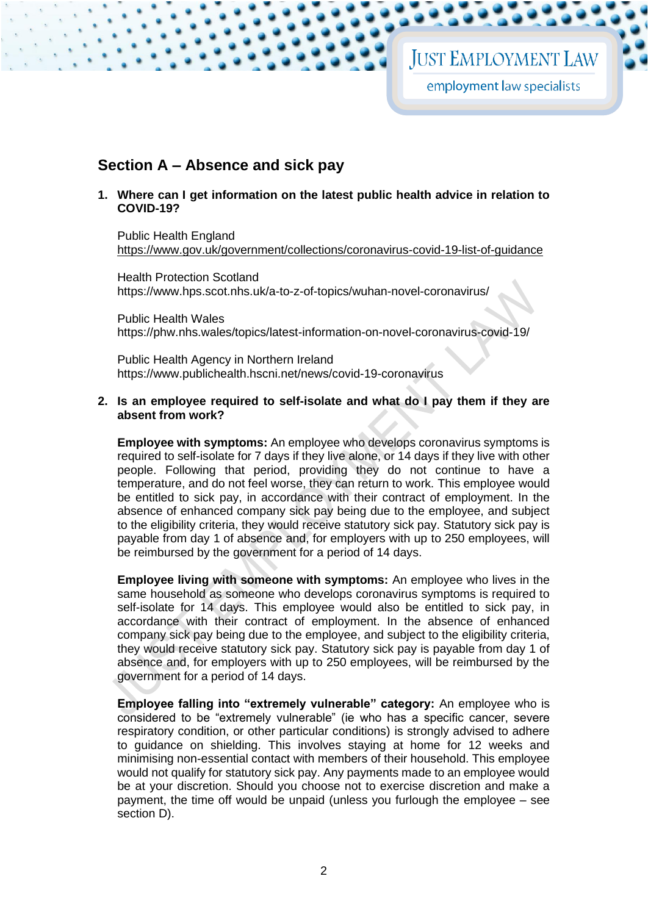## Section A – Absence and sick pay

1. **Where can I get information on the latest public health advice in relation to COVID-19?**

   Public Health England
   https://www.gov.uk/government/collections/coronavirus-covid-19-list-of-guidance

   Health Protection Scotland
   https://www.hps.scot.nhs.uk/a-to-z-of-topics/wuhan-novel-coronavirus/

   Public Health Wales
   https://phw.nhs.wales/topics/latest-information-on-novel-coronavirus-covid-19/

   Public Health Agency in Northern Ireland
   https://www.publichealth.hscni.net/news/covid-19-coronavirus

2. **Is an employee required to self-isolate and what do I pay them if they are absent from work?**

   **Employee with symptoms:** An employee who develops coronavirus symptoms is required to self-isolate for 7 days if they live alone, or 14 days if they live with other people. Following that period, providing they do not continue to have a temperature, and do not feel worse, they can return to work. This employee would be entitled to sick pay, in accordance with their contract of employment. In the absence of enhanced company sick pay being due to the employee, and subject to the eligibility criteria, they would receive statutory sick pay. Statutory sick pay is payable from day 1 of absence and, for employers with up to 250 employees, will be reimbursed by the government for a period of 14 days.

   **Employee living with someone with symptoms:** An employee who lives in the same household as someone who develops coronavirus symptoms is required to self-isolate for 14 days. This employee would also be entitled to sick pay, in accordance with their contract of employment. In the absence of enhanced company sick pay being due to the employee, and subject to the eligibility criteria, they would receive statutory sick pay. Statutory sick pay is payable from day 1 of absence and, for employers with up to 250 employees, will be reimbursed by the government for a period of 14 days.

   **Employee falling into "extremely vulnerable" category:** An employee who is considered to be "extremely vulnerable" (ie who has a specific cancer, severe respiratory condition, or other particular conditions) is strongly advised to adhere to guidance on shielding. This involves staying at home for 12 weeks and minimising non-essential contact with members of their household. This employee would not qualify for statutory sick pay. Any payments made to an employee would be at your discretion. Should you choose not to exercise discretion and make a payment, the time off would be unpaid (unless you furlough the employee – see section D).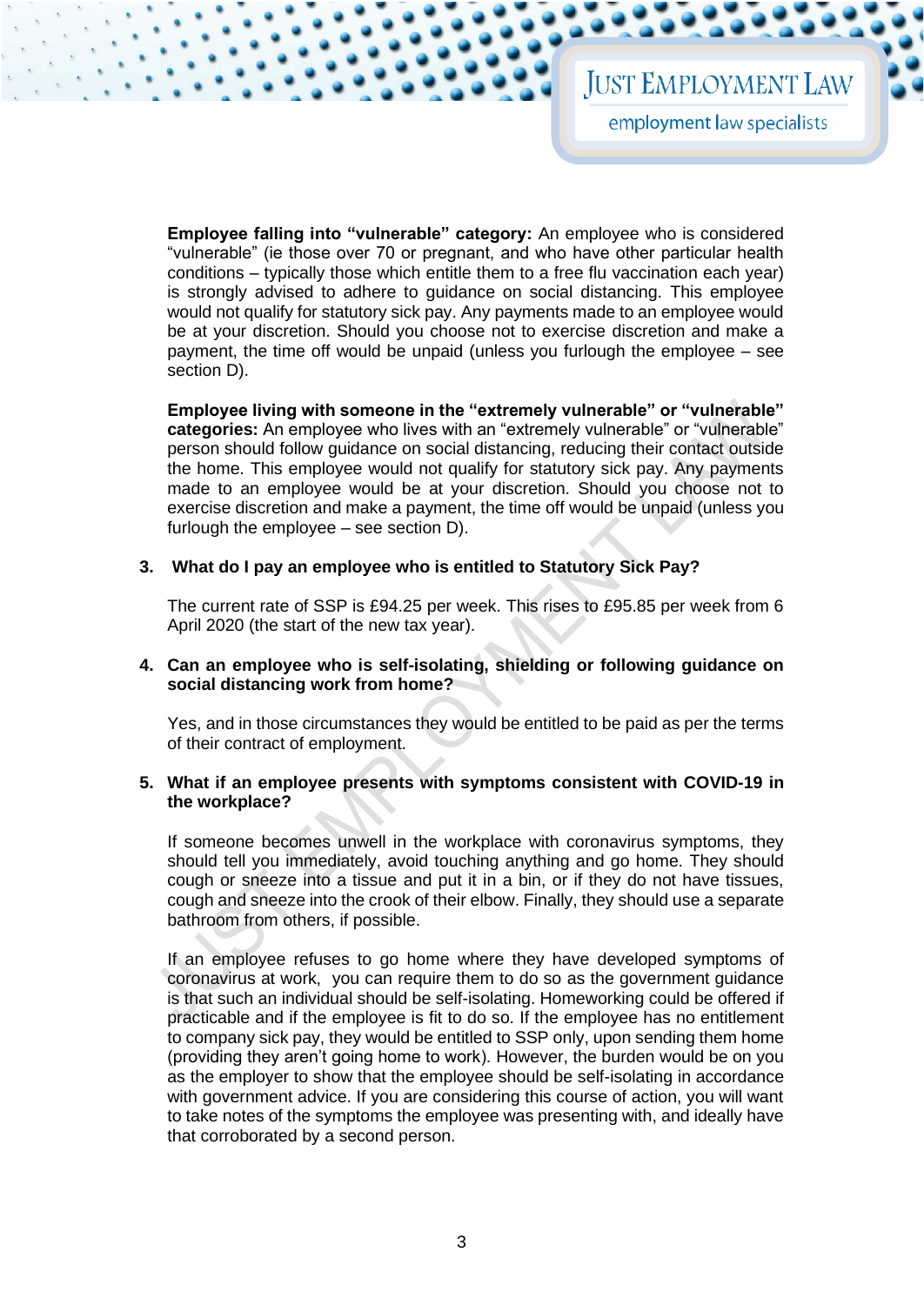**Employee falling into "vulnerable" category:** An employee who is considered "vulnerable" (ie those over 70 or pregnant, and who have other particular health conditions – typically those which entitle them to a free flu vaccination each year) is strongly advised to adhere to guidance on social distancing. This employee would not qualify for statutory sick pay. Any payments made to an employee would be at your discretion. Should you choose not to exercise discretion and make a payment, the time off would be unpaid (unless you furlough the employee – see section D).

**Employee living with someone in the "extremely vulnerable" or "vulnerable" categories:** An employee who lives with an "extremely vulnerable" or "vulnerable" person should follow guidance on social distancing, reducing their contact outside the home. This employee would not qualify for statutory sick pay. Any payments made to an employee would be at your discretion. Should you choose not to exercise discretion and make a payment, the time off would be unpaid (unless you furlough the employee – see section D).

**3. What do I pay an employee who is entitled to Statutory Sick Pay?**

The current rate of SSP is £94.25 per week. This rises to £95.85 per week from 6 April 2020 (the start of the new tax year).

**4. Can an employee who is self-isolating, shielding or following guidance on social distancing work from home?**

Yes, and in those circumstances they would be entitled to be paid as per the terms of their contract of employment.

**5. What if an employee presents with symptoms consistent with COVID-19 in the workplace?**

If someone becomes unwell in the workplace with coronavirus symptoms, they should tell you immediately, avoid touching anything and go home. They should cough or sneeze into a tissue and put it in a bin, or if they do not have tissues, cough and sneeze into the crook of their elbow. Finally, they should use a separate bathroom from others, if possible.

If an employee refuses to go home where they have developed symptoms of coronavirus at work, you can require them to do so as the government guidance is that such an individual should be self-isolating. Homeworking could be offered if practicable and if the employee is fit to do so. If the employee has no entitlement to company sick pay, they would be entitled to SSP only, upon sending them home (providing they aren't going home to work). However, the burden would be on you as the employer to show that the employee should be self-isolating in accordance with government advice. If you are considering this course of action, you will want to take notes of the symptoms the employee was presenting with, and ideally have that corroborated by a second person.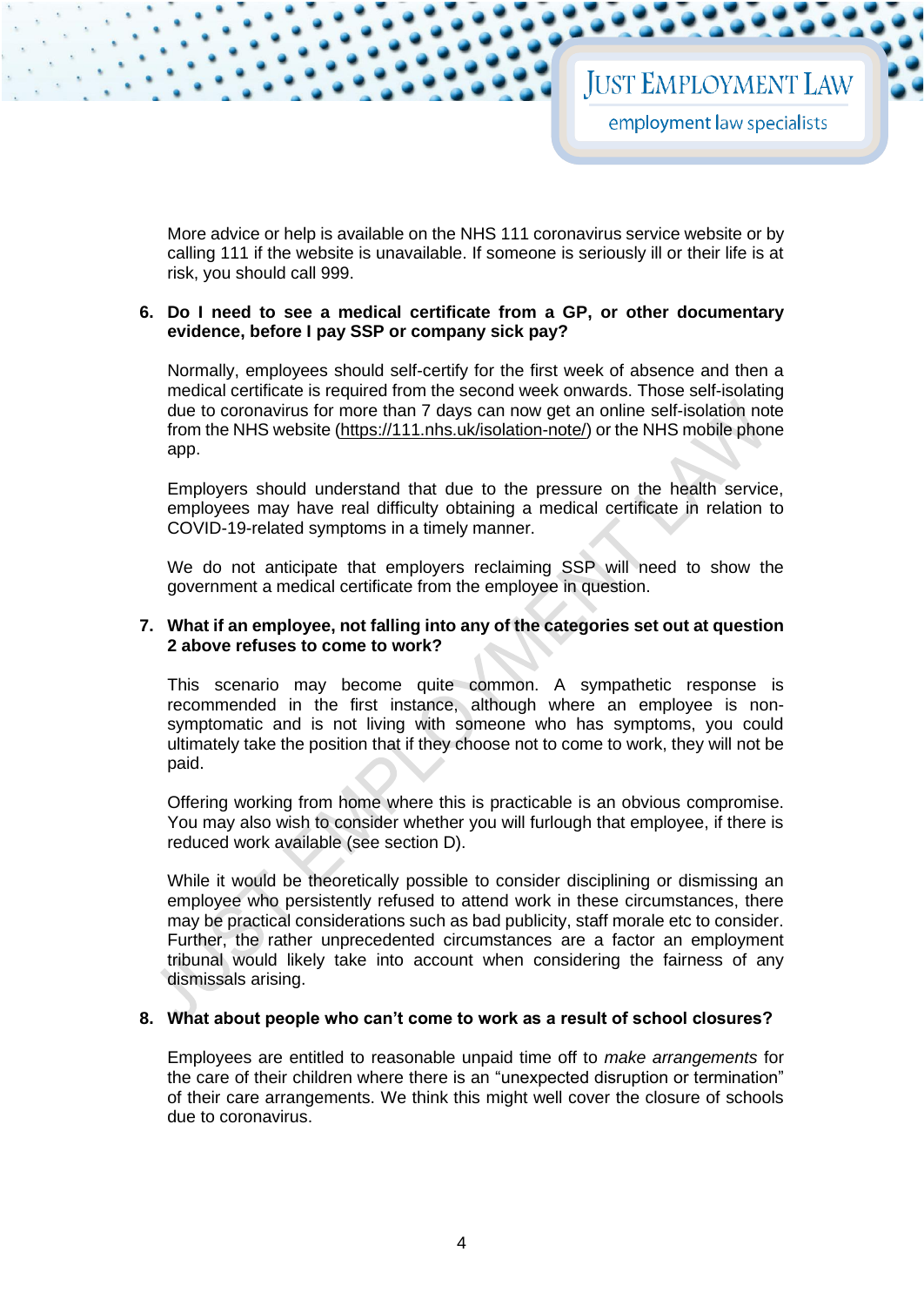More advice or help is available on the NHS 111 coronavirus service website or by calling 111 if the website is unavailable. If someone is seriously ill or their life is at risk, you should call 999.

6. **Do I need to see a medical certificate from a GP, or other documentary evidence, before I pay SSP or company sick pay?**

   Normally, employees should self-certify for the first week of absence and then a medical certificate is required from the second week onwards. Those self-isolating due to coronavirus for more than 7 days can now get an online self-isolation note from the NHS website (https://111.nhs.uk/isolation-note/) or the NHS mobile phone app.

   Employers should understand that due to the pressure on the health service, employees may have real difficulty obtaining a medical certificate in relation to COVID-19-related symptoms in a timely manner.

   We do not anticipate that employers reclaiming SSP will need to show the government a medical certificate from the employee in question.

7. **What if an employee, not falling into any of the categories set out at question 2 above refuses to come to work?**

   This scenario may become quite common. A sympathetic response is recommended in the first instance, although where an employee is non-symptomatic and is not living with someone who has symptoms, you could ultimately take the position that if they choose not to come to work, they will not be paid.

   Offering working from home where this is practicable is an obvious compromise. You may also wish to consider whether you will furlough that employee, if there is reduced work available (see section D).

   While it would be theoretically possible to consider disciplining or dismissing an employee who persistently refused to attend work in these circumstances, there may be practical considerations such as bad publicity, staff morale etc to consider. Further, the rather unprecedented circumstances are a factor an employment tribunal would likely take into account when considering the fairness of any dismissals arising.

8. **What about people who can't come to work as a result of school closures?**

   Employees are entitled to reasonable unpaid time off to *make arrangements* for the care of their children where there is an "unexpected disruption or termination" of their care arrangements. We think this might well cover the closure of schools due to coronavirus.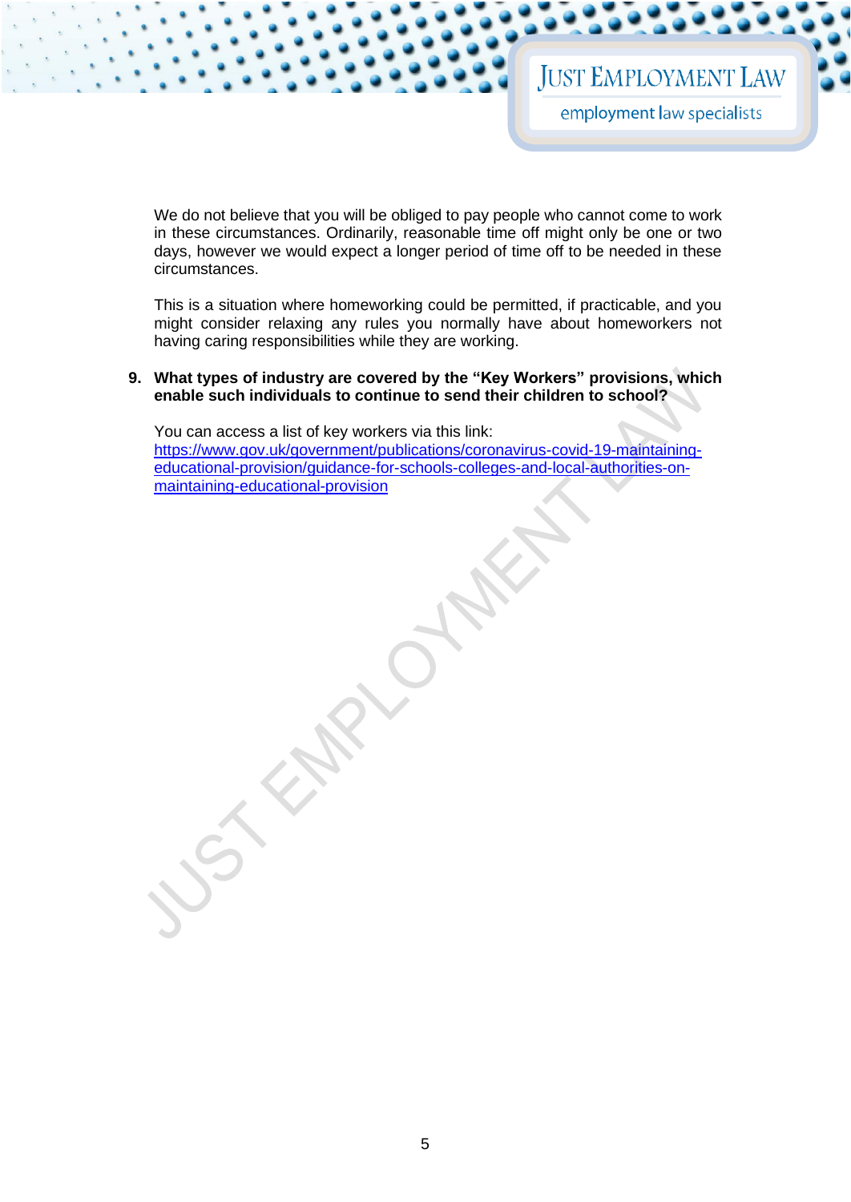We do not believe that you will be obliged to pay people who cannot come to work in these circumstances. Ordinarily, reasonable time off might only be one or two days, however we would expect a longer period of time off to be needed in these circumstances.

This is a situation where homeworking could be permitted, if practicable, and you might consider relaxing any rules you normally have about homeworkers not having caring responsibilities while they are working.

**9. What types of industry are covered by the "Key Workers" provisions, which enable such individuals to continue to send their children to school?**

You can access a list of key workers via this link: [https://www.gov.uk/government/publications/coronavirus-covid-19-maintaining-educational-provision/guidance-for-schools-colleges-and-local-authorities-on-maintaining-educational-provision](https://www.gov.uk/government/publications/coronavirus-covid-19-maintaining-educational-provision/guidance-for-schools-colleges-and-local-authorities-on-maintaining-educational-provision)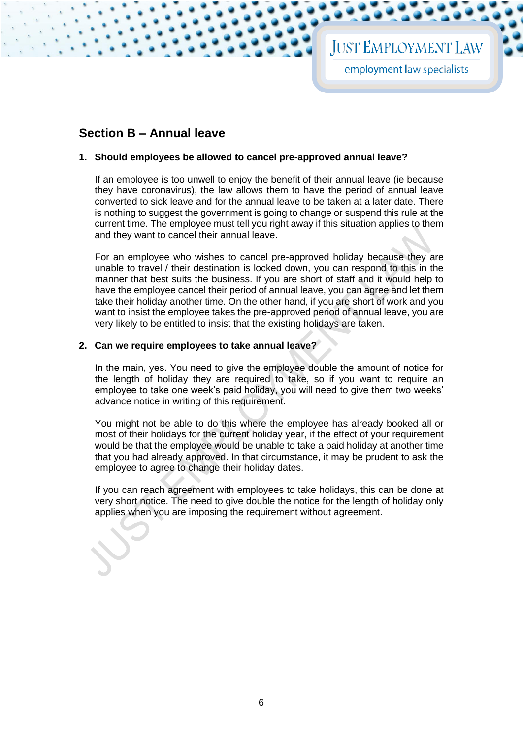## Section B – Annual leave

**1. Should employees be allowed to cancel pre-approved annual leave?**

If an employee is too unwell to enjoy the benefit of their annual leave (ie because they have coronavirus), the law allows them to have the period of annual leave converted to sick leave and for the annual leave to be taken at a later date. There is nothing to suggest the government is going to change or suspend this rule at the current time. The employee must tell you right away if this situation applies to them and they want to cancel their annual leave.

For an employee who wishes to cancel pre-approved holiday because they are unable to travel / their destination is locked down, you can respond to this in the manner that best suits the business. If you are short of staff and it would help to have the employee cancel their period of annual leave, you can agree and let them take their holiday another time. On the other hand, if you are short of work and you want to insist the employee takes the pre-approved period of annual leave, you are very likely to be entitled to insist that the existing holidays are taken.

**2. Can we require employees to take annual leave?**

In the main, yes. You need to give the employee double the amount of notice for the length of holiday they are required to take, so if you want to require an employee to take one week's paid holiday, you will need to give them two weeks' advance notice in writing of this requirement.

You might not be able to do this where the employee has already booked all or most of their holidays for the current holiday year, if the effect of your requirement would be that the employee would be unable to take a paid holiday at another time that you had already approved. In that circumstance, it may be prudent to ask the employee to agree to change their holiday dates.

If you can reach agreement with employees to take holidays, this can be done at very short notice. The need to give double the notice for the length of holiday only applies when you are imposing the requirement without agreement.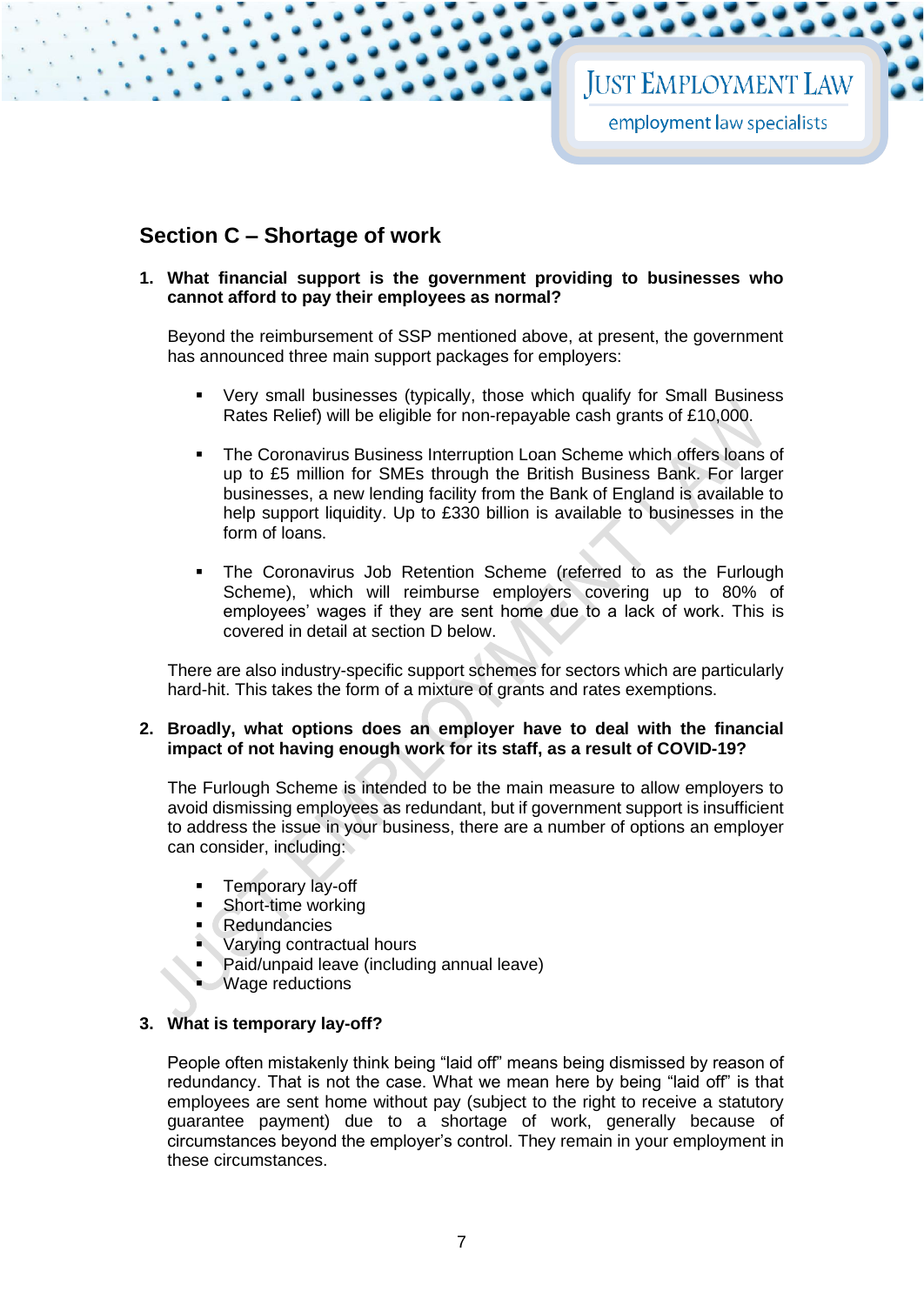## Section C – Shortage of work

**1. What financial support is the government providing to businesses who cannot afford to pay their employees as normal?**

Beyond the reimbursement of SSP mentioned above, at present, the government has announced three main support packages for employers:

- Very small businesses (typically, those which qualify for Small Business Rates Relief) will be eligible for non-repayable cash grants of £10,000.
- The Coronavirus Business Interruption Loan Scheme which offers loans of up to £5 million for SMEs through the British Business Bank. For larger businesses, a new lending facility from the Bank of England is available to help support liquidity. Up to £330 billion is available to businesses in the form of loans.
- The Coronavirus Job Retention Scheme (referred to as the Furlough Scheme), which will reimburse employers covering up to 80% of employees' wages if they are sent home due to a lack of work. This is covered in detail at section D below.

There are also industry-specific support schemes for sectors which are particularly hard-hit. This takes the form of a mixture of grants and rates exemptions.

**2. Broadly, what options does an employer have to deal with the financial impact of not having enough work for its staff, as a result of COVID-19?**

The Furlough Scheme is intended to be the main measure to allow employers to avoid dismissing employees as redundant, but if government support is insufficient to address the issue in your business, there are a number of options an employer can consider, including:

- Temporary lay-off
- Short-time working
- Redundancies
- Varying contractual hours
- Paid/unpaid leave (including annual leave)
- Wage reductions

**3. What is temporary lay-off?**

People often mistakenly think being "laid off" means being dismissed by reason of redundancy. That is not the case. What we mean here by being "laid off" is that employees are sent home without pay (subject to the right to receive a statutory guarantee payment) due to a shortage of work, generally because of circumstances beyond the employer's control. They remain in your employment in these circumstances.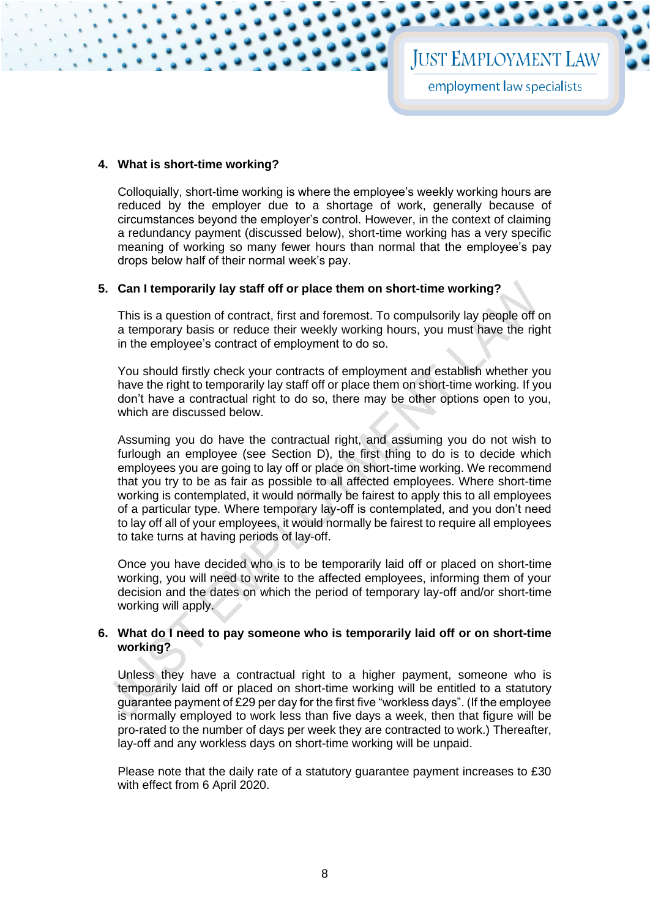## 4. What is short-time working?

Colloquially, short-time working is where the employee's weekly working hours are reduced by the employer due to a shortage of work, generally because of circumstances beyond the employer's control. However, in the context of claiming a redundancy payment (discussed below), short-time working has a very specific meaning of working so many fewer hours than normal that the employee's pay drops below half of their normal week's pay.

## 5. Can I temporarily lay staff off or place them on short-time working?

This is a question of contract, first and foremost. To compulsorily lay people off on a temporary basis or reduce their weekly working hours, you must have the right in the employee's contract of employment to do so.

You should firstly check your contracts of employment and establish whether you have the right to temporarily lay staff off or place them on short-time working. If you don't have a contractual right to do so, there may be other options open to you, which are discussed below.

Assuming you do have the contractual right, and assuming you do not wish to furlough an employee (see Section D), the first thing to do is to decide which employees you are going to lay off or place on short-time working. We recommend that you try to be as fair as possible to all affected employees. Where short-time working is contemplated, it would normally be fairest to apply this to all employees of a particular type. Where temporary lay-off is contemplated, and you don't need to lay off all of your employees, it would normally be fairest to require all employees to take turns at having periods of lay-off.

Once you have decided who is to be temporarily laid off or placed on short-time working, you will need to write to the affected employees, informing them of your decision and the dates on which the period of temporary lay-off and/or short-time working will apply.

## 6. What do I need to pay someone who is temporarily laid off or on short-time working?

Unless they have a contractual right to a higher payment, someone who is temporarily laid off or placed on short-time working will be entitled to a statutory guarantee payment of £29 per day for the first five "workless days". (If the employee is normally employed to work less than five days a week, then that figure will be pro-rated to the number of days per week they are contracted to work.) Thereafter, lay-off and any workless days on short-time working will be unpaid.

Please note that the daily rate of a statutory guarantee payment increases to £30 with effect from 6 April 2020.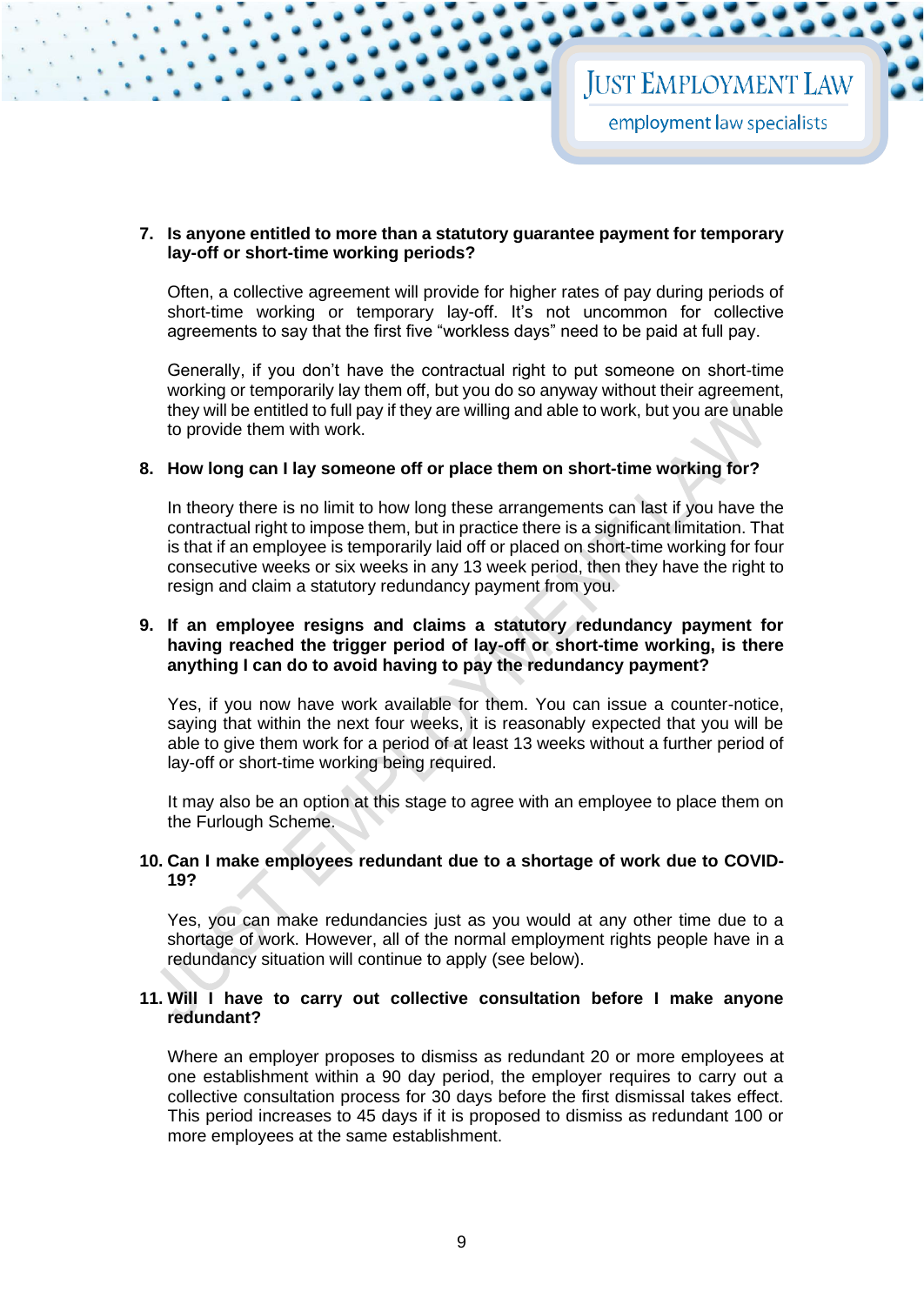### 7. Is anyone entitled to more than a statutory guarantee payment for temporary lay-off or short-time working periods?

Often, a collective agreement will provide for higher rates of pay during periods of short-time working or temporary lay-off. It's not uncommon for collective agreements to say that the first five "workless days" need to be paid at full pay.

Generally, if you don't have the contractual right to put someone on short-time working or temporarily lay them off, but you do so anyway without their agreement, they will be entitled to full pay if they are willing and able to work, but you are unable to provide them with work.

### 8. How long can I lay someone off or place them on short-time working for?

In theory there is no limit to how long these arrangements can last if you have the contractual right to impose them, but in practice there is a significant limitation. That is that if an employee is temporarily laid off or placed on short-time working for four consecutive weeks or six weeks in any 13 week period, then they have the right to resign and claim a statutory redundancy payment from you.

### 9. If an employee resigns and claims a statutory redundancy payment for having reached the trigger period of lay-off or short-time working, is there anything I can do to avoid having to pay the redundancy payment?

Yes, if you now have work available for them. You can issue a counter-notice, saying that within the next four weeks, it is reasonably expected that you will be able to give them work for a period of at least 13 weeks without a further period of lay-off or short-time working being required.

It may also be an option at this stage to agree with an employee to place them on the Furlough Scheme.

### 10. Can I make employees redundant due to a shortage of work due to COVID-19?

Yes, you can make redundancies just as you would at any other time due to a shortage of work. However, all of the normal employment rights people have in a redundancy situation will continue to apply (see below).

### 11. Will I have to carry out collective consultation before I make anyone redundant?

Where an employer proposes to dismiss as redundant 20 or more employees at one establishment within a 90 day period, the employer requires to carry out a collective consultation process for 30 days before the first dismissal takes effect. This period increases to 45 days if it is proposed to dismiss as redundant 100 or more employees at the same establishment.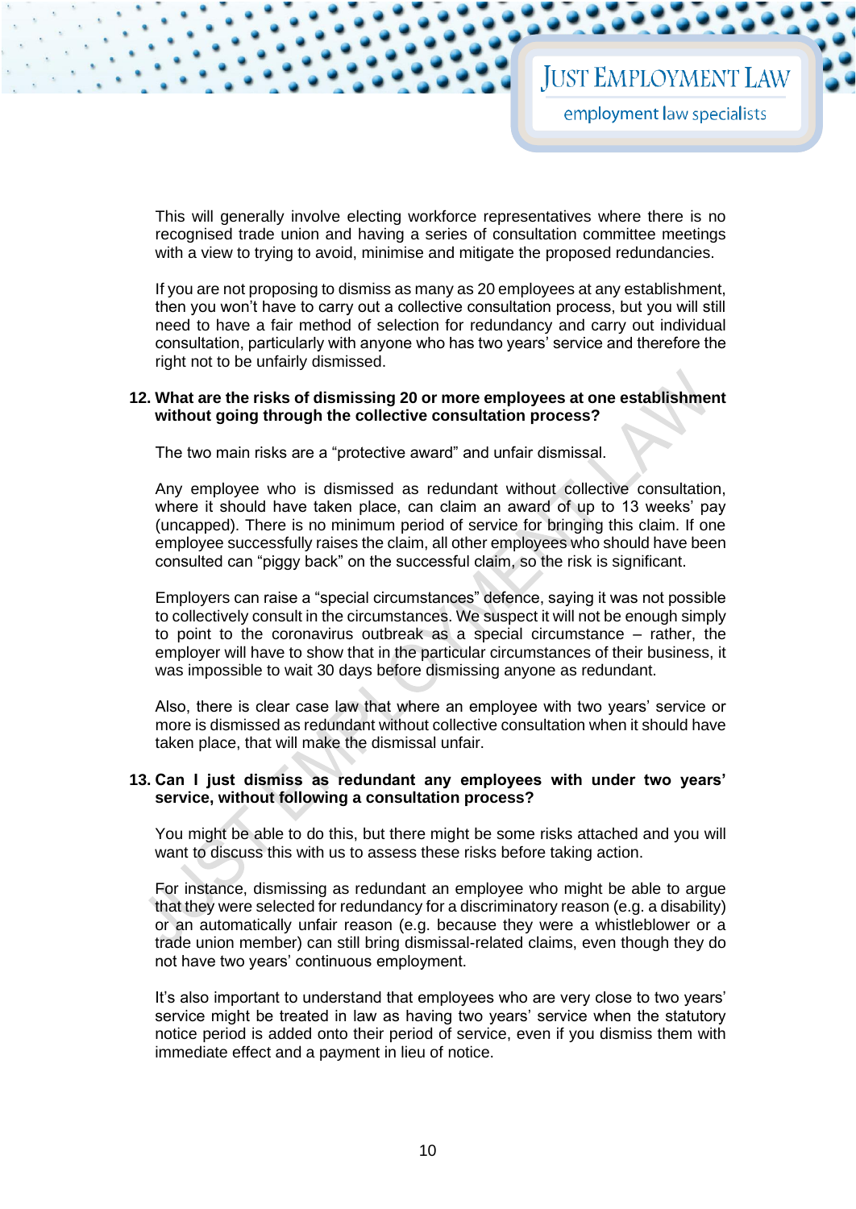This will generally involve electing workforce representatives where there is no recognised trade union and having a series of consultation committee meetings with a view to trying to avoid, minimise and mitigate the proposed redundancies.

If you are not proposing to dismiss as many as 20 employees at any establishment, then you won't have to carry out a collective consultation process, but you will still need to have a fair method of selection for redundancy and carry out individual consultation, particularly with anyone who has two years' service and therefore the right not to be unfairly dismissed.

**12. What are the risks of dismissing 20 or more employees at one establishment without going through the collective consultation process?**

The two main risks are a "protective award" and unfair dismissal.

Any employee who is dismissed as redundant without collective consultation, where it should have taken place, can claim an award of up to 13 weeks' pay (uncapped). There is no minimum period of service for bringing this claim. If one employee successfully raises the claim, all other employees who should have been consulted can "piggy back" on the successful claim, so the risk is significant.

Employers can raise a "special circumstances" defence, saying it was not possible to collectively consult in the circumstances. We suspect it will not be enough simply to point to the coronavirus outbreak as a special circumstance – rather, the employer will have to show that in the particular circumstances of their business, it was impossible to wait 30 days before dismissing anyone as redundant.

Also, there is clear case law that where an employee with two years' service or more is dismissed as redundant without collective consultation when it should have taken place, that will make the dismissal unfair.

**13. Can I just dismiss as redundant any employees with under two years' service, without following a consultation process?**

You might be able to do this, but there might be some risks attached and you will want to discuss this with us to assess these risks before taking action.

For instance, dismissing as redundant an employee who might be able to argue that they were selected for redundancy for a discriminatory reason (e.g. a disability) or an automatically unfair reason (e.g. because they were a whistleblower or a trade union member) can still bring dismissal-related claims, even though they do not have two years' continuous employment.

It's also important to understand that employees who are very close to two years' service might be treated in law as having two years' service when the statutory notice period is added onto their period of service, even if you dismiss them with immediate effect and a payment in lieu of notice.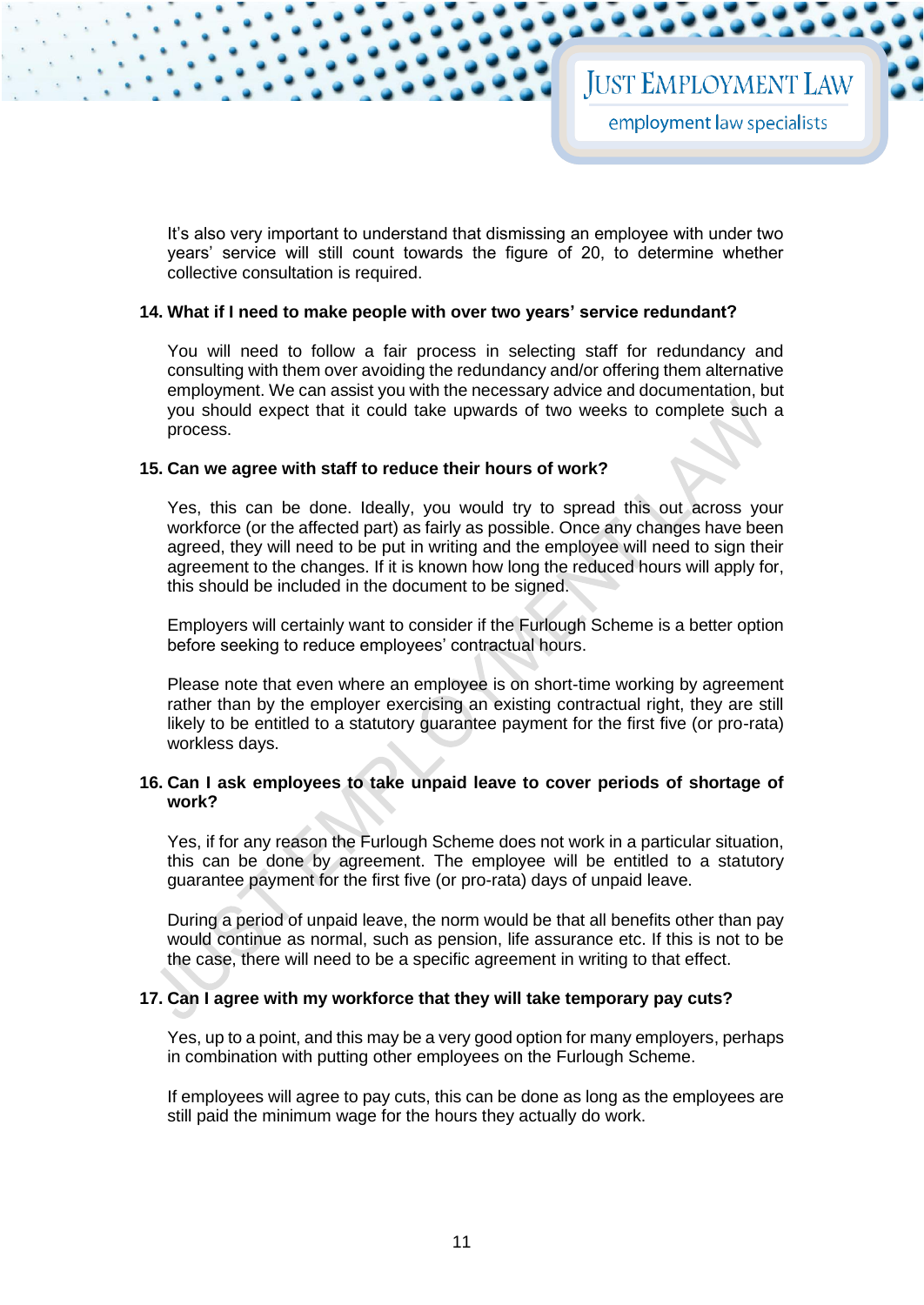It's also very important to understand that dismissing an employee with under two years' service will still count towards the figure of 20, to determine whether collective consultation is required.

**14. What if I need to make people with over two years' service redundant?**

You will need to follow a fair process in selecting staff for redundancy and consulting with them over avoiding the redundancy and/or offering them alternative employment. We can assist you with the necessary advice and documentation, but you should expect that it could take upwards of two weeks to complete such a process.

**15. Can we agree with staff to reduce their hours of work?**

Yes, this can be done. Ideally, you would try to spread this out across your workforce (or the affected part) as fairly as possible. Once any changes have been agreed, they will need to be put in writing and the employee will need to sign their agreement to the changes. If it is known how long the reduced hours will apply for, this should be included in the document to be signed.

Employers will certainly want to consider if the Furlough Scheme is a better option before seeking to reduce employees' contractual hours.

Please note that even where an employee is on short-time working by agreement rather than by the employer exercising an existing contractual right, they are still likely to be entitled to a statutory guarantee payment for the first five (or pro-rata) workless days.

**16. Can I ask employees to take unpaid leave to cover periods of shortage of work?**

Yes, if for any reason the Furlough Scheme does not work in a particular situation, this can be done by agreement. The employee will be entitled to a statutory guarantee payment for the first five (or pro-rata) days of unpaid leave.

During a period of unpaid leave, the norm would be that all benefits other than pay would continue as normal, such as pension, life assurance etc. If this is not to be the case, there will need to be a specific agreement in writing to that effect.

**17. Can I agree with my workforce that they will take temporary pay cuts?**

Yes, up to a point, and this may be a very good option for many employers, perhaps in combination with putting other employees on the Furlough Scheme.

If employees will agree to pay cuts, this can be done as long as the employees are still paid the minimum wage for the hours they actually do work.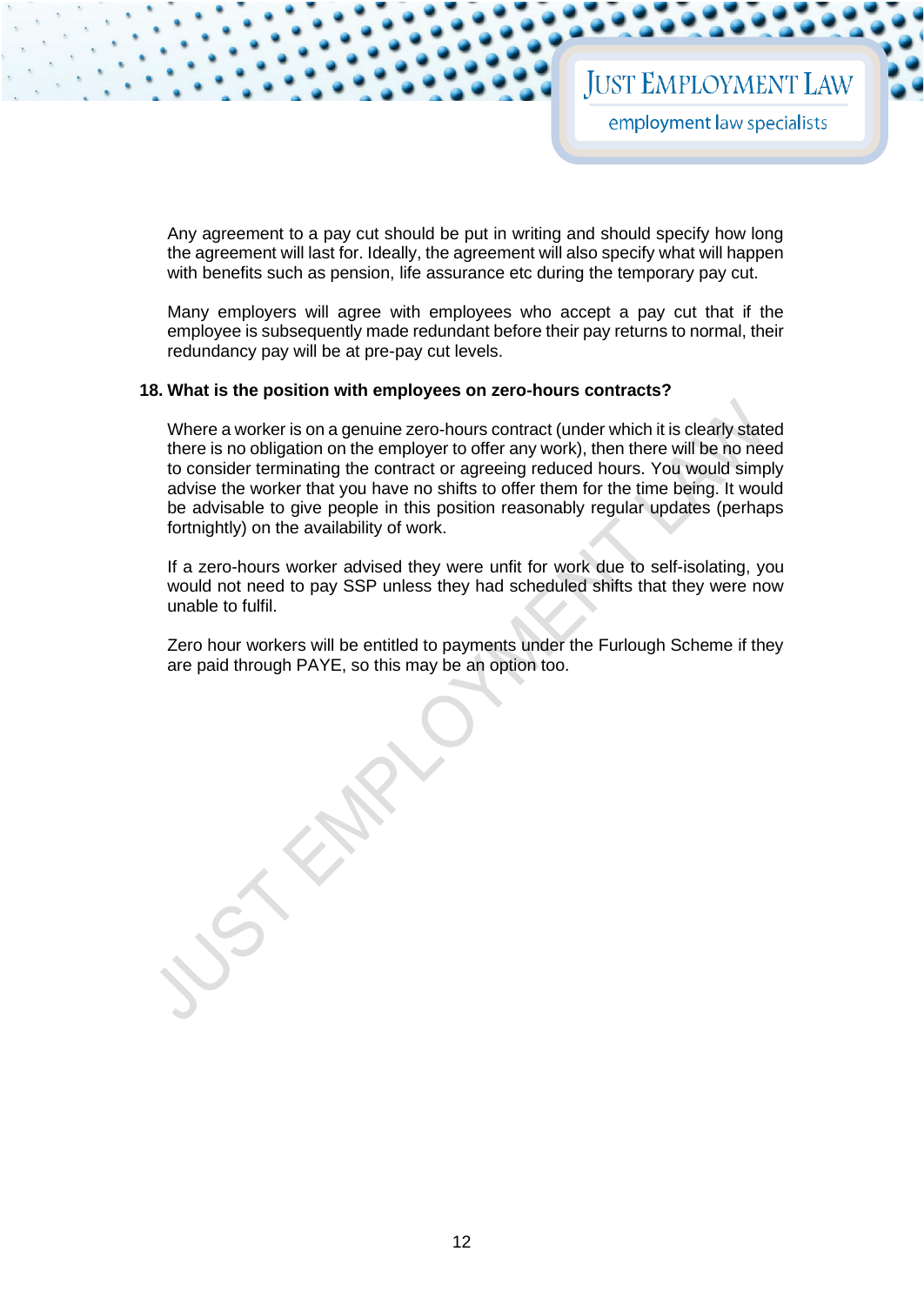Any agreement to a pay cut should be put in writing and should specify how long the agreement will last for. Ideally, the agreement will also specify what will happen with benefits such as pension, life assurance etc during the temporary pay cut.

Many employers will agree with employees who accept a pay cut that if the employee is subsequently made redundant before their pay returns to normal, their redundancy pay will be at pre-pay cut levels.

**18. What is the position with employees on zero-hours contracts?**

Where a worker is on a genuine zero-hours contract (under which it is clearly stated there is no obligation on the employer to offer any work), then there will be no need to consider terminating the contract or agreeing reduced hours. You would simply advise the worker that you have no shifts to offer them for the time being. It would be advisable to give people in this position reasonably regular updates (perhaps fortnightly) on the availability of work.

If a zero-hours worker advised they were unfit for work due to self-isolating, you would not need to pay SSP unless they had scheduled shifts that they were now unable to fulfil.

Zero hour workers will be entitled to payments under the Furlough Scheme if they are paid through PAYE, so this may be an option too.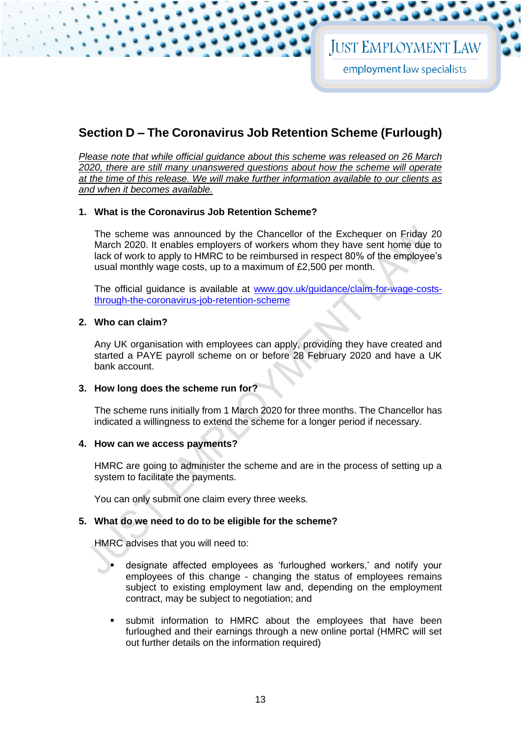## Section D – The Coronavirus Job Retention Scheme (Furlough)

*Please note that while official guidance about this scheme was released on 26 March 2020, there are still many unanswered questions about how the scheme will operate at the time of this release. We will make further information available to our clients as and when it becomes available.*

### 1. What is the Coronavirus Job Retention Scheme?

The scheme was announced by the Chancellor of the Exchequer on Friday 20 March 2020. It enables employers of workers whom they have sent home due to lack of work to apply to HMRC to be reimbursed in respect 80% of the employee's usual monthly wage costs, up to a maximum of £2,500 per month.

The official guidance is available at [www.gov.uk/guidance/claim-for-wage-costs-through-the-coronavirus-job-retention-scheme](www.gov.uk/guidance/claim-for-wage-costs-through-the-coronavirus-job-retention-scheme)

### 2. Who can claim?

Any UK organisation with employees can apply, providing they have created and started a PAYE payroll scheme on or before 28 February 2020 and have a UK bank account.

### 3. How long does the scheme run for?

The scheme runs initially from 1 March 2020 for three months. The Chancellor has indicated a willingness to extend the scheme for a longer period if necessary.

### 4. How can we access payments?

HMRC are going to administer the scheme and are in the process of setting up a system to facilitate the payments.

You can only submit one claim every three weeks.

### 5. What do we need to do to be eligible for the scheme?

HMRC advises that you will need to:

- designate affected employees as 'furloughed workers,' and notify your employees of this change - changing the status of employees remains subject to existing employment law and, depending on the employment contract, may be subject to negotiation; and
- submit information to HMRC about the employees that have been furloughed and their earnings through a new online portal (HMRC will set out further details on the information required)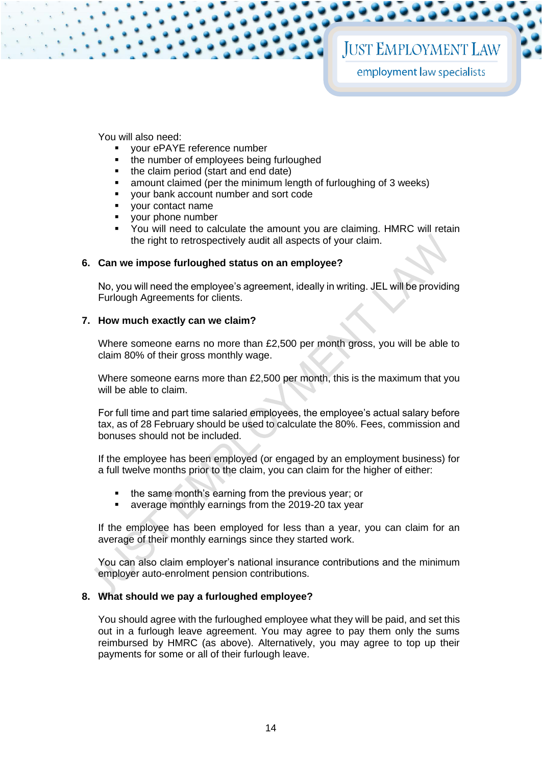You will also need:

- your ePAYE reference number
- the number of employees being furloughed
- the claim period (start and end date)
- amount claimed (per the minimum length of furloughing of 3 weeks)
- your bank account number and sort code
- your contact name
- your phone number
- You will need to calculate the amount you are claiming. HMRC will retain the right to retrospectively audit all aspects of your claim.

**6. Can we impose furloughed status on an employee?**

No, you will need the employee's agreement, ideally in writing. JEL will be providing Furlough Agreements for clients.

**7. How much exactly can we claim?**

Where someone earns no more than £2,500 per month gross, you will be able to claim 80% of their gross monthly wage.

Where someone earns more than £2,500 per month, this is the maximum that you will be able to claim.

For full time and part time salaried employees, the employee's actual salary before tax, as of 28 February should be used to calculate the 80%. Fees, commission and bonuses should not be included.

If the employee has been employed (or engaged by an employment business) for a full twelve months prior to the claim, you can claim for the higher of either:

- the same month's earning from the previous year; or
- average monthly earnings from the 2019-20 tax year

If the employee has been employed for less than a year, you can claim for an average of their monthly earnings since they started work.

You can also claim employer's national insurance contributions and the minimum employer auto-enrolment pension contributions.

**8. What should we pay a furloughed employee?**

You should agree with the furloughed employee what they will be paid, and set this out in a furlough leave agreement. You may agree to pay them only the sums reimbursed by HMRC (as above). Alternatively, you may agree to top up their payments for some or all of their furlough leave.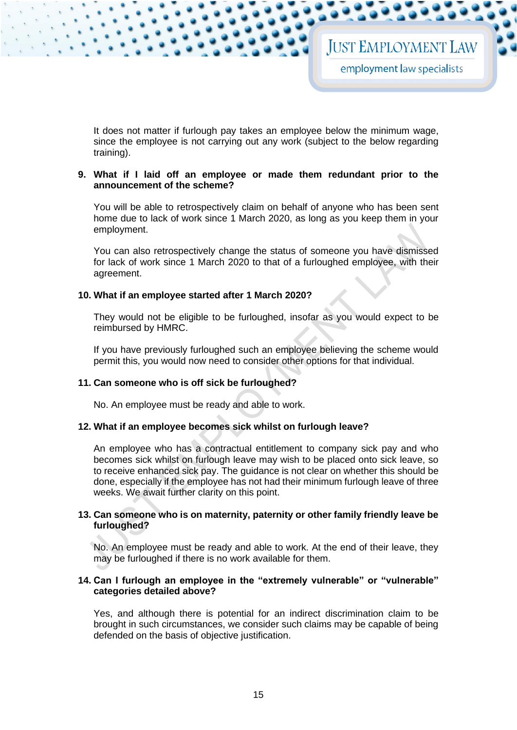It does not matter if furlough pay takes an employee below the minimum wage, since the employee is not carrying out any work (subject to the below regarding training).

**9. What if I laid off an employee or made them redundant prior to the announcement of the scheme?**

You will be able to retrospectively claim on behalf of anyone who has been sent home due to lack of work since 1 March 2020, as long as you keep them in your employment.

You can also retrospectively change the status of someone you have dismissed for lack of work since 1 March 2020 to that of a furloughed employee, with their agreement.

**10. What if an employee started after 1 March 2020?**

They would not be eligible to be furloughed, insofar as you would expect to be reimbursed by HMRC.

If you have previously furloughed such an employee believing the scheme would permit this, you would now need to consider other options for that individual.

**11. Can someone who is off sick be furloughed?**

No. An employee must be ready and able to work.

**12. What if an employee becomes sick whilst on furlough leave?**

An employee who has a contractual entitlement to company sick pay and who becomes sick whilst on furlough leave may wish to be placed onto sick leave, so to receive enhanced sick pay. The guidance is not clear on whether this should be done, especially if the employee has not had their minimum furlough leave of three weeks. We await further clarity on this point.

**13. Can someone who is on maternity, paternity or other family friendly leave be furloughed?**

No. An employee must be ready and able to work. At the end of their leave, they may be furloughed if there is no work available for them.

**14. Can I furlough an employee in the "extremely vulnerable" or "vulnerable" categories detailed above?**

Yes, and although there is potential for an indirect discrimination claim to be brought in such circumstances, we consider such claims may be capable of being defended on the basis of objective justification.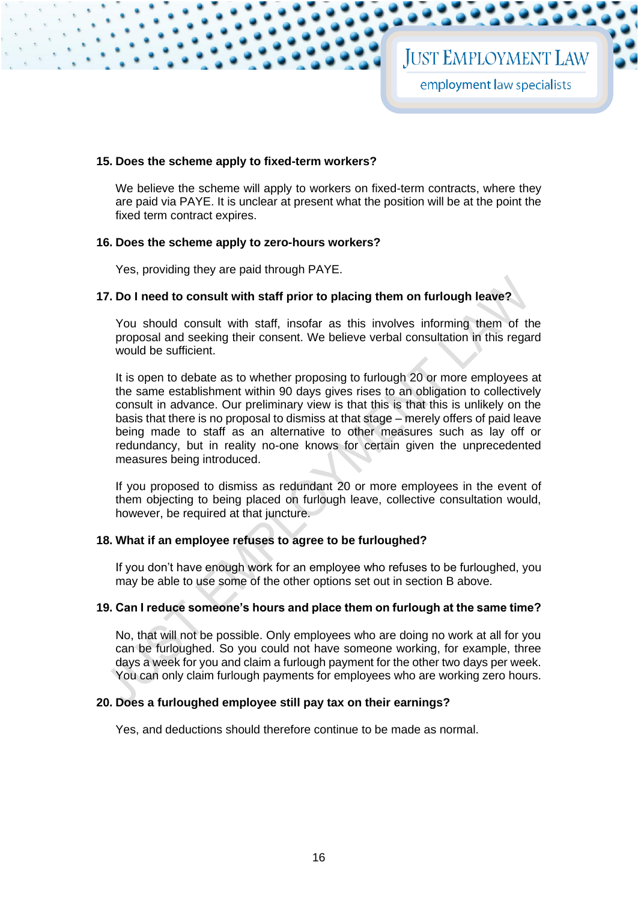**15. Does the scheme apply to fixed-term workers?**

We believe the scheme will apply to workers on fixed-term contracts, where they are paid via PAYE. It is unclear at present what the position will be at the point the fixed term contract expires.

**16. Does the scheme apply to zero-hours workers?**

Yes, providing they are paid through PAYE.

**17. Do I need to consult with staff prior to placing them on furlough leave?**

You should consult with staff, insofar as this involves informing them of the proposal and seeking their consent. We believe verbal consultation in this regard would be sufficient.

It is open to debate as to whether proposing to furlough 20 or more employees at the same establishment within 90 days gives rises to an obligation to collectively consult in advance. Our preliminary view is that this is that this is unlikely on the basis that there is no proposal to dismiss at that stage – merely offers of paid leave being made to staff as an alternative to other measures such as lay off or redundancy, but in reality no-one knows for certain given the unprecedented measures being introduced.

If you proposed to dismiss as redundant 20 or more employees in the event of them objecting to being placed on furlough leave, collective consultation would, however, be required at that juncture.

**18. What if an employee refuses to agree to be furloughed?**

If you don't have enough work for an employee who refuses to be furloughed, you may be able to use some of the other options set out in section B above.

**19. Can I reduce someone's hours and place them on furlough at the same time?**

No, that will not be possible. Only employees who are doing no work at all for you can be furloughed. So you could not have someone working, for example, three days a week for you and claim a furlough payment for the other two days per week. You can only claim furlough payments for employees who are working zero hours.

**20. Does a furloughed employee still pay tax on their earnings?**

Yes, and deductions should therefore continue to be made as normal.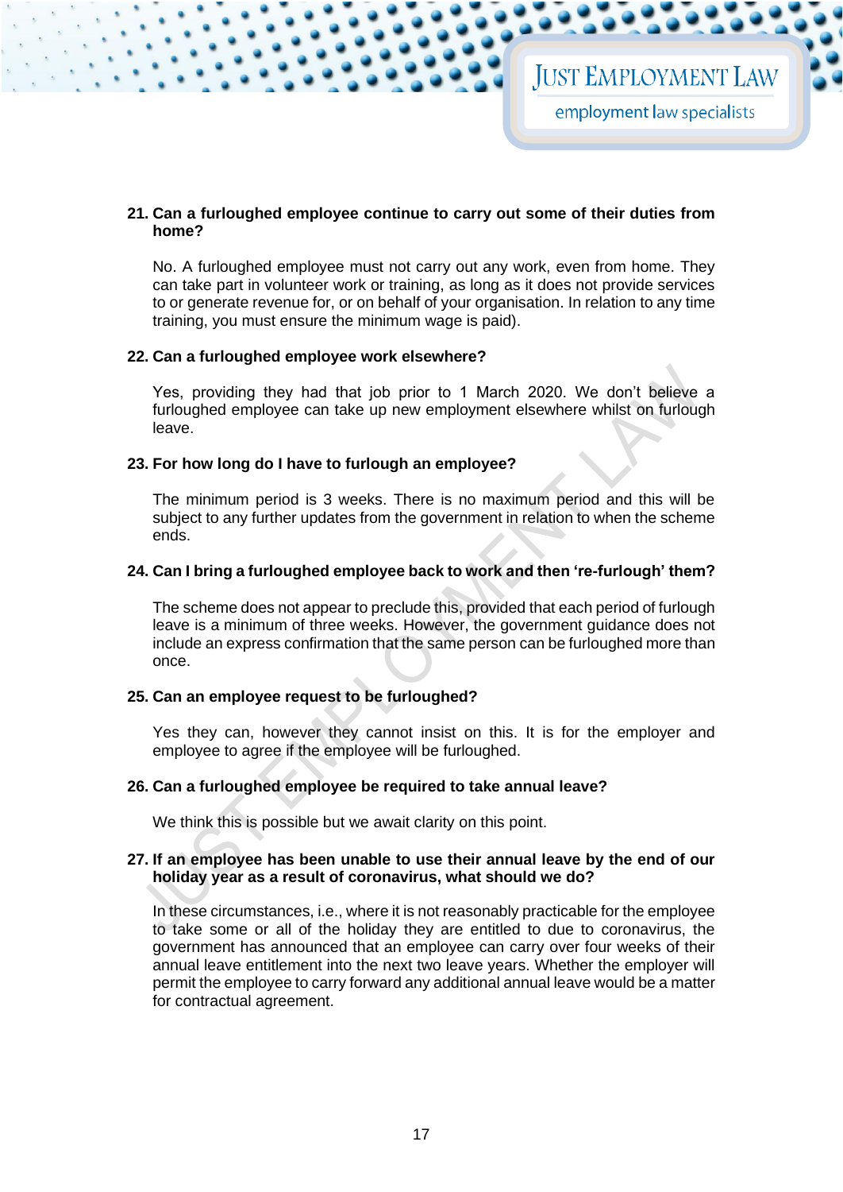**21. Can a furloughed employee continue to carry out some of their duties from home?**

No. A furloughed employee must not carry out any work, even from home. They can take part in volunteer work or training, as long as it does not provide services to or generate revenue for, or on behalf of your organisation. In relation to any time training, you must ensure the minimum wage is paid).

**22. Can a furloughed employee work elsewhere?**

Yes, providing they had that job prior to 1 March 2020. We don't believe a furloughed employee can take up new employment elsewhere whilst on furlough leave.

**23. For how long do I have to furlough an employee?**

The minimum period is 3 weeks. There is no maximum period and this will be subject to any further updates from the government in relation to when the scheme ends.

**24. Can I bring a furloughed employee back to work and then 're-furlough' them?**

The scheme does not appear to preclude this, provided that each period of furlough leave is a minimum of three weeks. However, the government guidance does not include an express confirmation that the same person can be furloughed more than once.

**25. Can an employee request to be furloughed?**

Yes they can, however they cannot insist on this. It is for the employer and employee to agree if the employee will be furloughed.

**26. Can a furloughed employee be required to take annual leave?**

We think this is possible but we await clarity on this point.

**27. If an employee has been unable to use their annual leave by the end of our holiday year as a result of coronavirus, what should we do?**

In these circumstances, i.e., where it is not reasonably practicable for the employee to take some or all of the holiday they are entitled to due to coronavirus, the government has announced that an employee can carry over four weeks of their annual leave entitlement into the next two leave years. Whether the employer will permit the employee to carry forward any additional annual leave would be a matter for contractual agreement.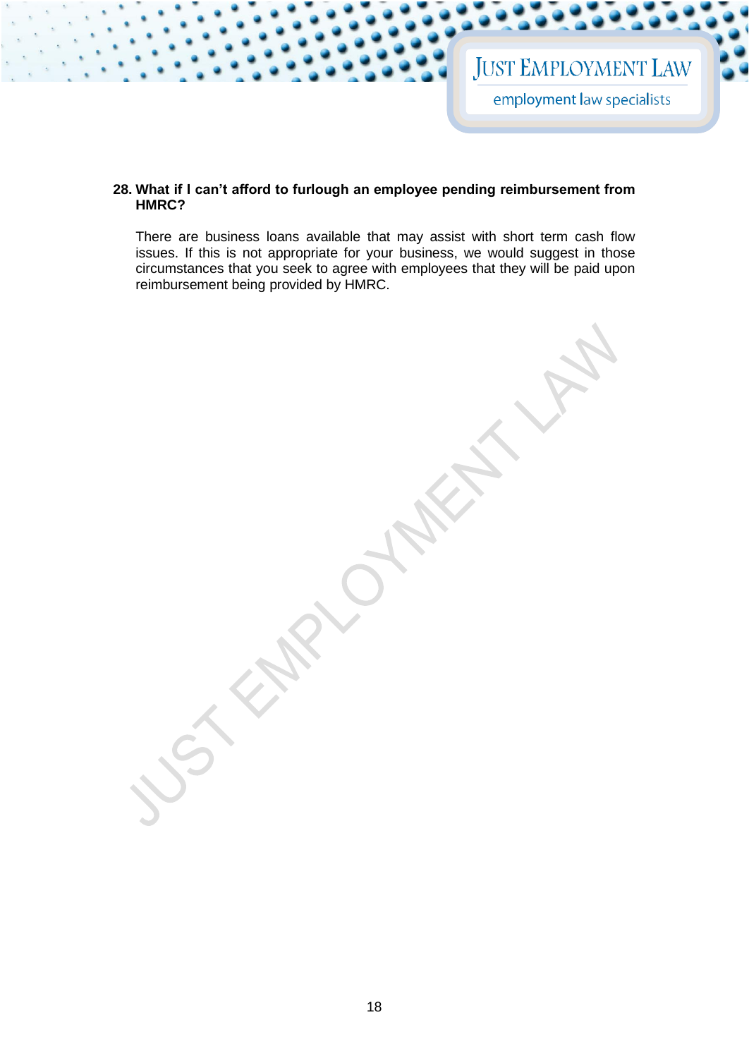**28. What if I can't afford to furlough an employee pending reimbursement from HMRC?**

There are business loans available that may assist with short term cash flow issues. If this is not appropriate for your business, we would suggest in those circumstances that you seek to agree with employees that they will be paid upon reimbursement being provided by HMRC.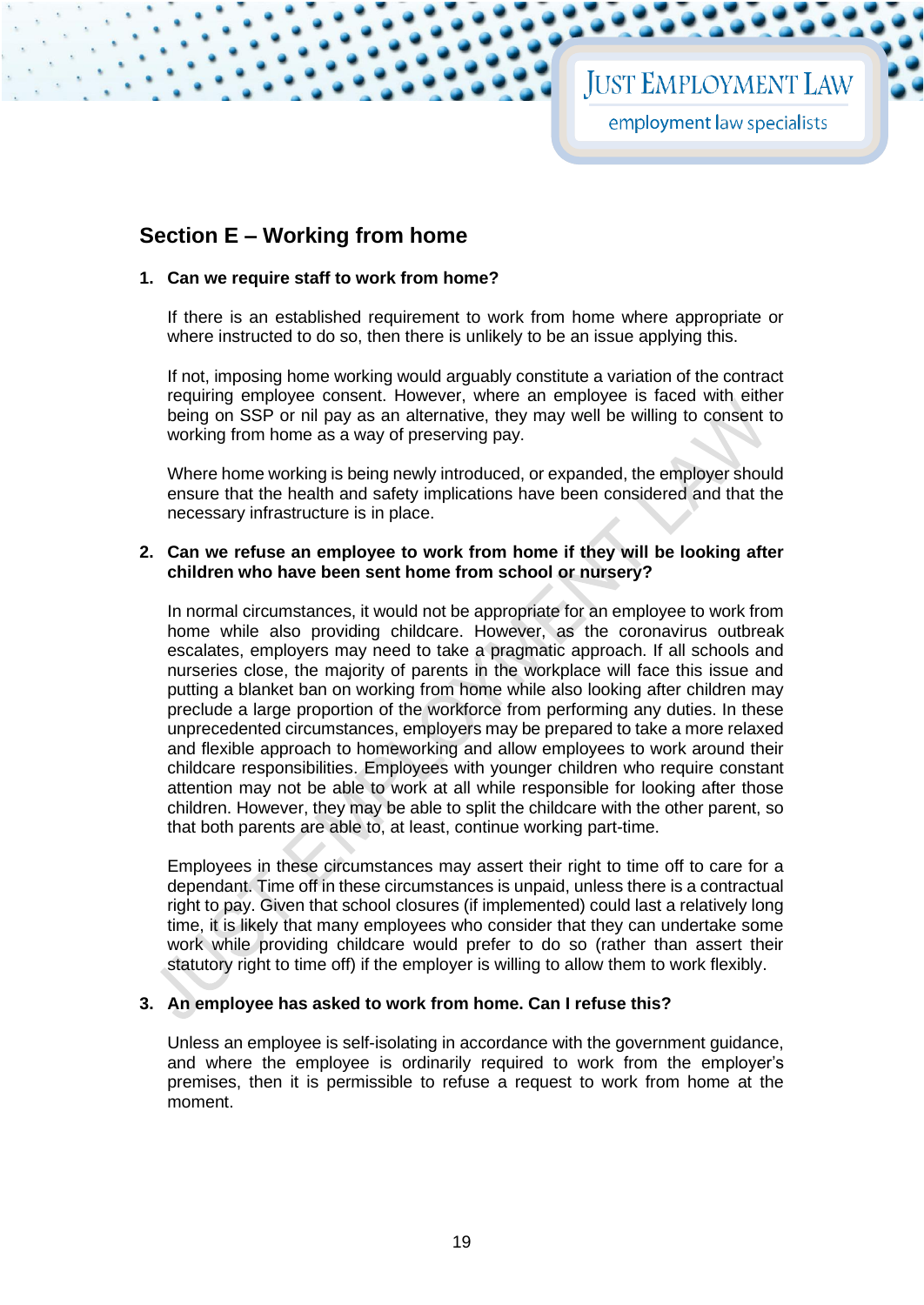## Section E – Working from home

1. **Can we require staff to work from home?**

   If there is an established requirement to work from home where appropriate or where instructed to do so, then there is unlikely to be an issue applying this.

   If not, imposing home working would arguably constitute a variation of the contract requiring employee consent. However, where an employee is faced with either being on SSP or nil pay as an alternative, they may well be willing to consent to working from home as a way of preserving pay.

   Where home working is being newly introduced, or expanded, the employer should ensure that the health and safety implications have been considered and that the necessary infrastructure is in place.

2. **Can we refuse an employee to work from home if they will be looking after children who have been sent home from school or nursery?**

   In normal circumstances, it would not be appropriate for an employee to work from home while also providing childcare. However, as the coronavirus outbreak escalates, employers may need to take a pragmatic approach. If all schools and nurseries close, the majority of parents in the workplace will face this issue and putting a blanket ban on working from home while also looking after children may preclude a large proportion of the workforce from performing any duties. In these unprecedented circumstances, employers may be prepared to take a more relaxed and flexible approach to homeworking and allow employees to work around their childcare responsibilities. Employees with younger children who require constant attention may not be able to work at all while responsible for looking after those children. However, they may be able to split the childcare with the other parent, so that both parents are able to, at least, continue working part-time.

   Employees in these circumstances may assert their right to time off to care for a dependant. Time off in these circumstances is unpaid, unless there is a contractual right to pay. Given that school closures (if implemented) could last a relatively long time, it is likely that many employees who consider that they can undertake some work while providing childcare would prefer to do so (rather than assert their statutory right to time off) if the employer is willing to allow them to work flexibly.

3. **An employee has asked to work from home. Can I refuse this?**

   Unless an employee is self-isolating in accordance with the government guidance, and where the employee is ordinarily required to work from the employer's premises, then it is permissible to refuse a request to work from home at the moment.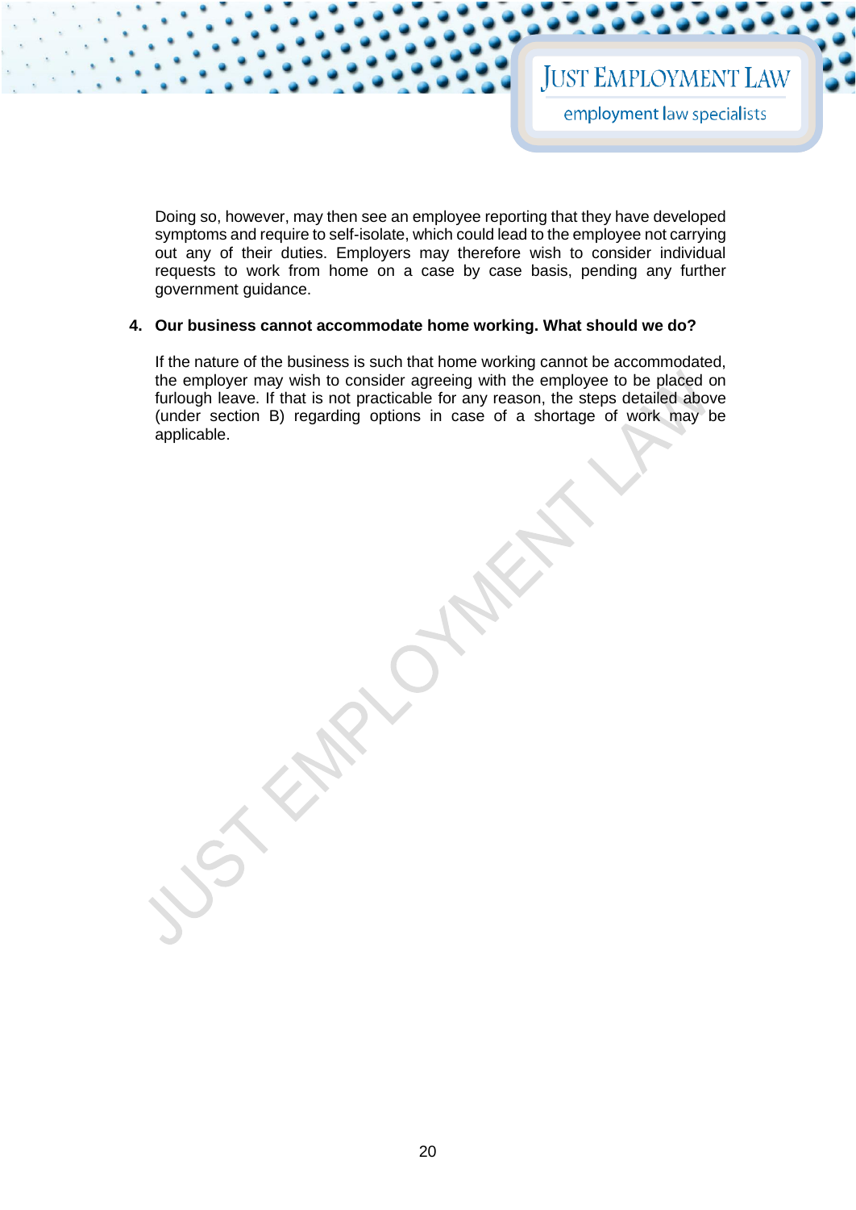Doing so, however, may then see an employee reporting that they have developed symptoms and require to self-isolate, which could lead to the employee not carrying out any of their duties. Employers may therefore wish to consider individual requests to work from home on a case by case basis, pending any further government guidance.

**4. Our business cannot accommodate home working. What should we do?**

If the nature of the business is such that home working cannot be accommodated, the employer may wish to consider agreeing with the employee to be placed on furlough leave. If that is not practicable for any reason, the steps detailed above (under section B) regarding options in case of a shortage of work may be applicable.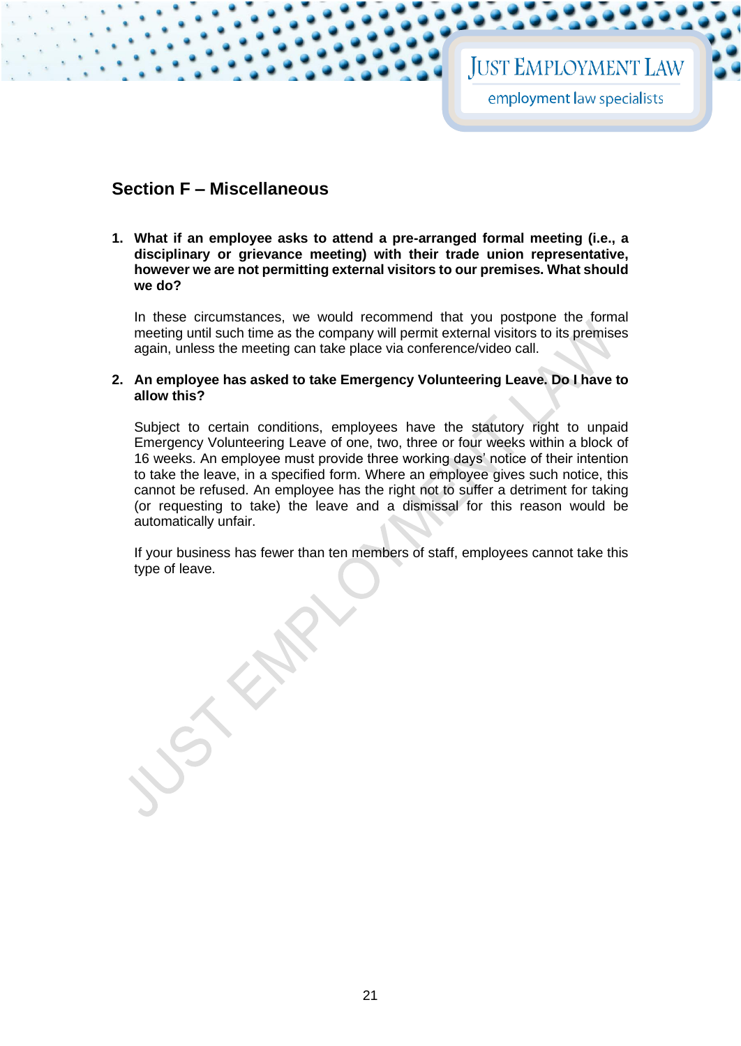## Section F – Miscellaneous

1. **What if an employee asks to attend a pre-arranged formal meeting (i.e., a disciplinary or grievance meeting) with their trade union representative, however we are not permitting external visitors to our premises. What should we do?**

   In these circumstances, we would recommend that you postpone the formal meeting until such time as the company will permit external visitors to its premises again, unless the meeting can take place via conference/video call.

2. **An employee has asked to take Emergency Volunteering Leave. Do I have to allow this?**

   Subject to certain conditions, employees have the statutory right to unpaid Emergency Volunteering Leave of one, two, three or four weeks within a block of 16 weeks. An employee must provide three working days' notice of their intention to take the leave, in a specified form. Where an employee gives such notice, this cannot be refused. An employee has the right not to suffer a detriment for taking (or requesting to take) the leave and a dismissal for this reason would be automatically unfair.

   If your business has fewer than ten members of staff, employees cannot take this type of leave.